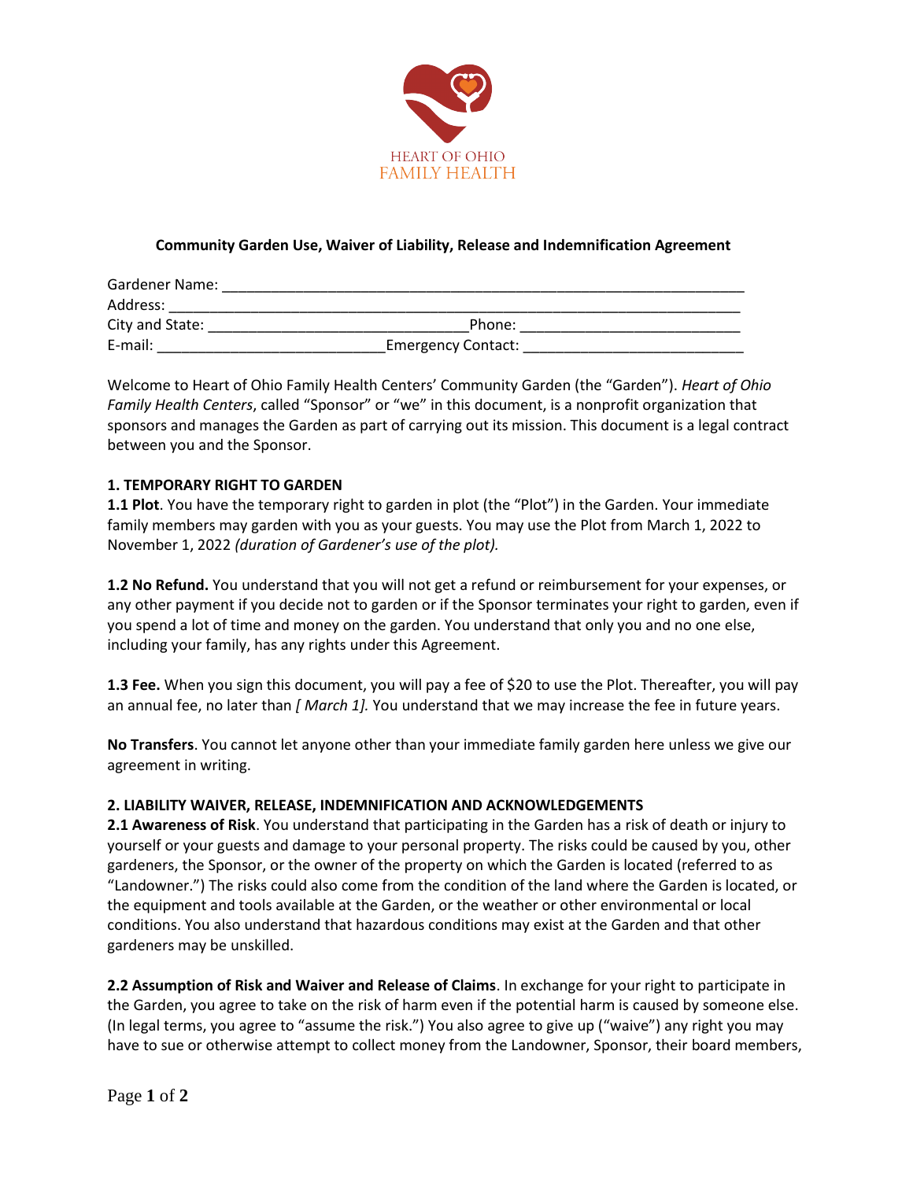HEART OF OHIO
FAMILY HEALTH

**Community Garden Use, Waiver of Liability, Release and Indemnification Agreement**

Gardener Name: ___________________________________________________________
Address: ________________________________________________________________
City and State: ______________________________Phone: __________________________
E-mail: ___________________________Emergency Contact: __________________________

Welcome to Heart of Ohio Family Health Centers' Community Garden (the "Garden"). *Heart of Ohio Family Health Centers*, called "Sponsor" or "we" in this document, is a nonprofit organization that sponsors and manages the Garden as part of carrying out its mission. This document is a legal contract between you and the Sponsor.

**1. TEMPORARY RIGHT TO GARDEN**

**1.1 Plot**. You have the temporary right to garden in plot (the "Plot") in the Garden. Your immediate family members may garden with you as your guests. You may use the Plot from March 1, 2022 to November 1, 2022 *(duration of Gardener's use of the plot).*

**1.2 No Refund.** You understand that you will not get a refund or reimbursement for your expenses, or any other payment if you decide not to garden or if the Sponsor terminates your right to garden, even if you spend a lot of time and money on the garden. You understand that only you and no one else, including your family, has any rights under this Agreement.

**1.3 Fee.** When you sign this document, you will pay a fee of $20 to use the Plot. Thereafter, you will pay an annual fee, no later than *[ March 1].* You understand that we may increase the fee in future years.

**No Transfers**. You cannot let anyone other than your immediate family garden here unless we give our agreement in writing.

**2. LIABILITY WAIVER, RELEASE, INDEMNIFICATION AND ACKNOWLEDGEMENTS**

**2.1 Awareness of Risk**. You understand that participating in the Garden has a risk of death or injury to yourself or your guests and damage to your personal property. The risks could be caused by you, other gardeners, the Sponsor, or the owner of the property on which the Garden is located (referred to as "Landowner.") The risks could also come from the condition of the land where the Garden is located, or the equipment and tools available at the Garden, or the weather or other environmental or local conditions. You also understand that hazardous conditions may exist at the Garden and that other gardeners may be unskilled.

**2.2 Assumption of Risk and Waiver and Release of Claims**. In exchange for your right to participate in the Garden, you agree to take on the risk of harm even if the potential harm is caused by someone else. (In legal terms, you agree to "assume the risk.") You also agree to give up ("waive") any right you may have to sue or otherwise attempt to collect money from the Landowner, Sponsor, their board members,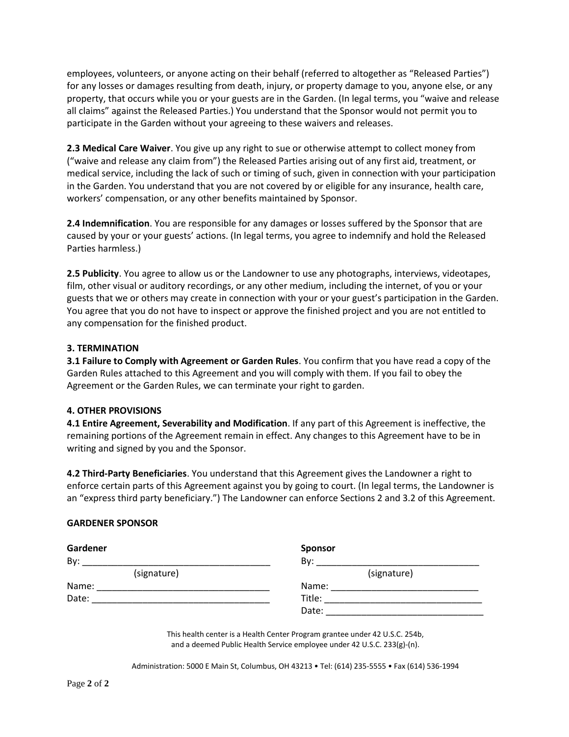employees, volunteers, or anyone acting on their behalf (referred to altogether as "Released Parties") for any losses or damages resulting from death, injury, or property damage to you, anyone else, or any property, that occurs while you or your guests are in the Garden. (In legal terms, you "waive and release all claims" against the Released Parties.) You understand that the Sponsor would not permit you to participate in the Garden without your agreeing to these waivers and releases.

**2.3 Medical Care Waiver**. You give up any right to sue or otherwise attempt to collect money from ("waive and release any claim from") the Released Parties arising out of any first aid, treatment, or medical service, including the lack of such or timing of such, given in connection with your participation in the Garden. You understand that you are not covered by or eligible for any insurance, health care, workers' compensation, or any other benefits maintained by Sponsor.

**2.4 Indemnification**. You are responsible for any damages or losses suffered by the Sponsor that are caused by your or your guests' actions. (In legal terms, you agree to indemnify and hold the Released Parties harmless.)

**2.5 Publicity**. You agree to allow us or the Landowner to use any photographs, interviews, videotapes, film, other visual or auditory recordings, or any other medium, including the internet, of you or your guests that we or others may create in connection with your or your guest's participation in the Garden. You agree that you do not have to inspect or approve the finished project and you are not entitled to any compensation for the finished product.

**3. TERMINATION**

**3.1 Failure to Comply with Agreement or Garden Rules**. You confirm that you have read a copy of the Garden Rules attached to this Agreement and you will comply with them. If you fail to obey the Agreement or the Garden Rules, we can terminate your right to garden.

**4. OTHER PROVISIONS**

**4.1 Entire Agreement, Severability and Modification**. If any part of this Agreement is ineffective, the remaining portions of the Agreement remain in effect. Any changes to this Agreement have to be in writing and signed by you and the Sponsor.

**4.2 Third-Party Beneficiaries**. You understand that this Agreement gives the Landowner a right to enforce certain parts of this Agreement against you by going to court. (In legal terms, the Landowner is an "express third party beneficiary.") The Landowner can enforce Sections 2 and 3.2 of this Agreement.

**GARDENER SPONSOR**

**Gardener**

By: ______________________________________
(signature)

Name: ___________________________________

Date: ____________________________________

**Sponsor**

By: ________________________________
(signature)

Name: ______________________________

Title: _______________________________

Date: _______________________________

This health center is a Health Center Program grantee under 42 U.S.C. 254b, and a deemed Public Health Service employee under 42 U.S.C. 233(g)-(n).

Administration: 5000 E Main St, Columbus, OH 43213 • Tel: (614) 235-5555 • Fax (614) 536-1994